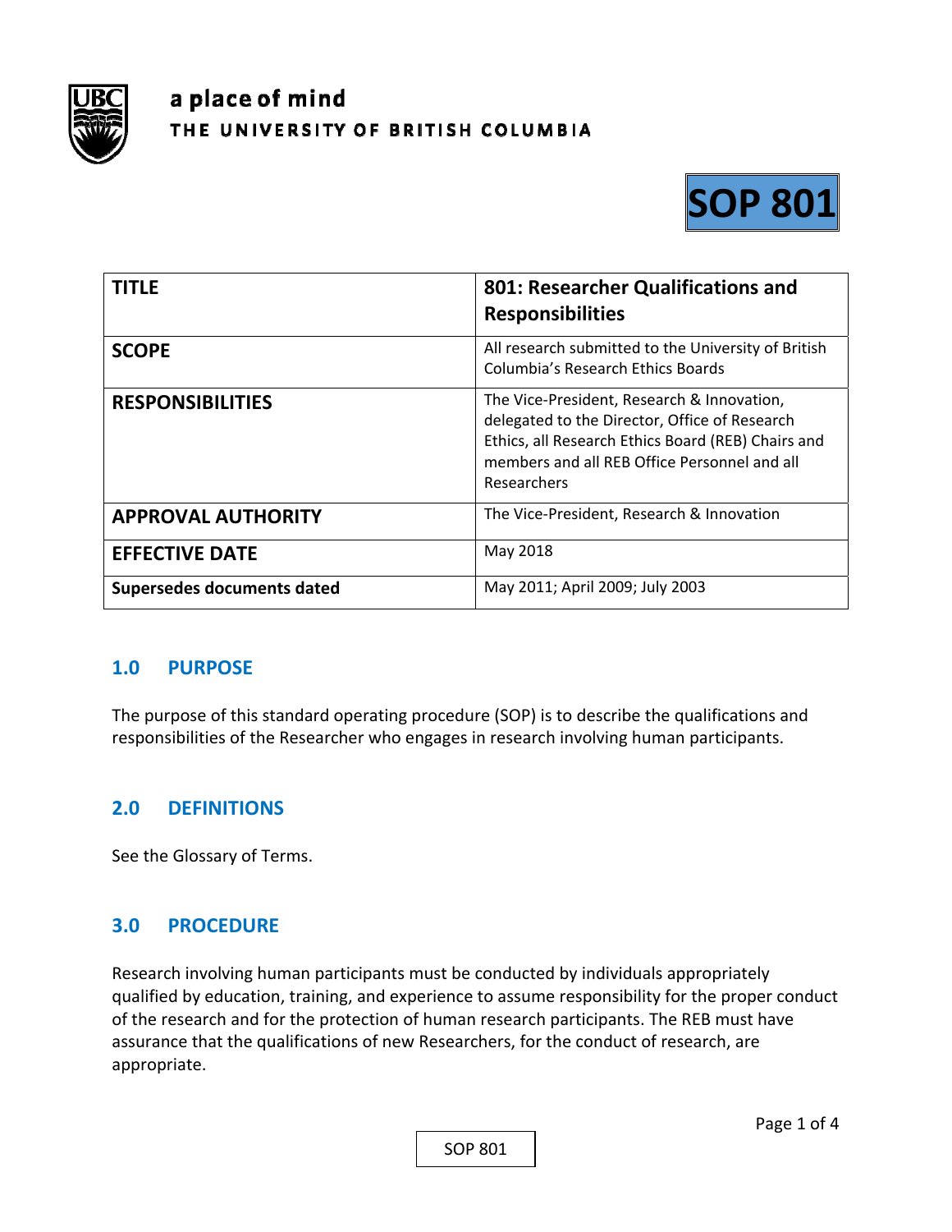a place of mind
THE UNIVERSITY OF BRITISH COLUMBIA

# SOP 801

| TITLE | 801: Researcher Qualifications and Responsibilities |
|---|---|
| SCOPE | All research submitted to the University of British Columbia's Research Ethics Boards |
| RESPONSIBILITIES | The Vice-President, Research & Innovation, delegated to the Director, Office of Research Ethics, all Research Ethics Board (REB) Chairs and members and all REB Office Personnel and all Researchers |
| APPROVAL AUTHORITY | The Vice-President, Research & Innovation |
| EFFECTIVE DATE | May 2018 |
| Supersedes documents dated | May 2011; April 2009; July 2003 |

## 1.0 PURPOSE

The purpose of this standard operating procedure (SOP) is to describe the qualifications and responsibilities of the Researcher who engages in research involving human participants.

## 2.0 DEFINITIONS

See the Glossary of Terms.

## 3.0 PROCEDURE

Research involving human participants must be conducted by individuals appropriately qualified by education, training, and experience to assume responsibility for the proper conduct of the research and for the protection of human research participants. The REB must have assurance that the qualifications of new Researchers, for the conduct of research, are appropriate.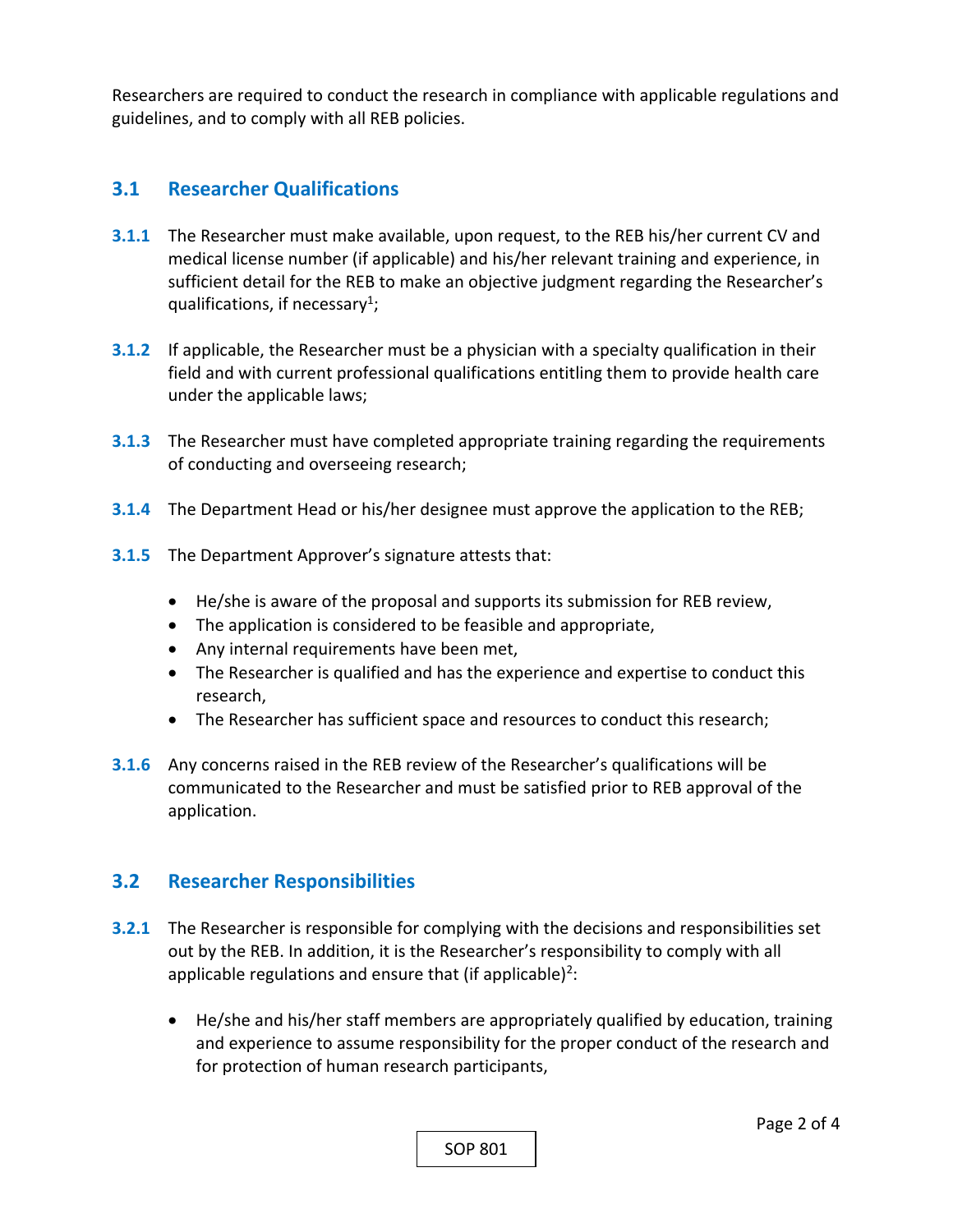Researchers are required to conduct the research in compliance with applicable regulations and guidelines, and to comply with all REB policies.

## 3.1 Researcher Qualifications

**3.1.1** The Researcher must make available, upon request, to the REB his/her current CV and medical license number (if applicable) and his/her relevant training and experience, in sufficient detail for the REB to make an objective judgment regarding the Researcher's qualifications, if necessary[1];

**3.1.2** If applicable, the Researcher must be a physician with a specialty qualification in their field and with current professional qualifications entitling them to provide health care under the applicable laws;

**3.1.3** The Researcher must have completed appropriate training regarding the requirements of conducting and overseeing research;

**3.1.4** The Department Head or his/her designee must approve the application to the REB;

**3.1.5** The Department Approver's signature attests that:

- He/she is aware of the proposal and supports its submission for REB review,
- The application is considered to be feasible and appropriate,
- Any internal requirements have been met,
- The Researcher is qualified and has the experience and expertise to conduct this research,
- The Researcher has sufficient space and resources to conduct this research;

**3.1.6** Any concerns raised in the REB review of the Researcher's qualifications will be communicated to the Researcher and must be satisfied prior to REB approval of the application.

## 3.2 Researcher Responsibilities

**3.2.1** The Researcher is responsible for complying with the decisions and responsibilities set out by the REB. In addition, it is the Researcher's responsibility to comply with all applicable regulations and ensure that (if applicable)[2]:

- He/she and his/her staff members are appropriately qualified by education, training and experience to assume responsibility for the proper conduct of the research and for protection of human research participants,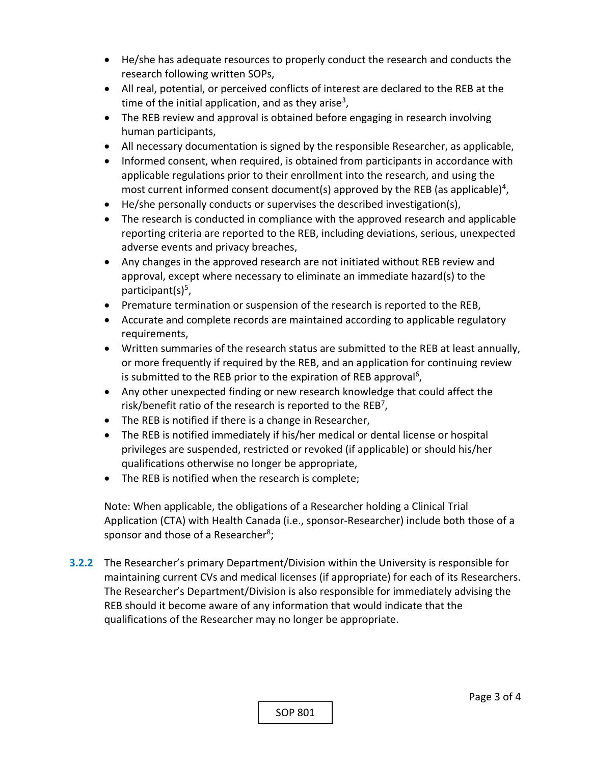- He/she has adequate resources to properly conduct the research and conducts the research following written SOPs,
- All real, potential, or perceived conflicts of interest are declared to the REB at the time of the initial application, and as they arise[3],
- The REB review and approval is obtained before engaging in research involving human participants,
- All necessary documentation is signed by the responsible Researcher, as applicable,
- Informed consent, when required, is obtained from participants in accordance with applicable regulations prior to their enrollment into the research, and using the most current informed consent document(s) approved by the REB (as applicable)[4],
- He/she personally conducts or supervises the described investigation(s),
- The research is conducted in compliance with the approved research and applicable reporting criteria are reported to the REB, including deviations, serious, unexpected adverse events and privacy breaches,
- Any changes in the approved research are not initiated without REB review and approval, except where necessary to eliminate an immediate hazard(s) to the participant(s)[5],
- Premature termination or suspension of the research is reported to the REB,
- Accurate and complete records are maintained according to applicable regulatory requirements,
- Written summaries of the research status are submitted to the REB at least annually, or more frequently if required by the REB, and an application for continuing review is submitted to the REB prior to the expiration of REB approval[6],
- Any other unexpected finding or new research knowledge that could affect the risk/benefit ratio of the research is reported to the REB[7],
- The REB is notified if there is a change in Researcher,
- The REB is notified immediately if his/her medical or dental license or hospital privileges are suspended, restricted or revoked (if applicable) or should his/her qualifications otherwise no longer be appropriate,
- The REB is notified when the research is complete;

Note: When applicable, the obligations of a Researcher holding a Clinical Trial Application (CTA) with Health Canada (i.e., sponsor-Researcher) include both those of a sponsor and those of a Researcher[8];

**3.2.2** The Researcher's primary Department/Division within the University is responsible for maintaining current CVs and medical licenses (if appropriate) for each of its Researchers. The Researcher's Department/Division is also responsible for immediately advising the REB should it become aware of any information that would indicate that the qualifications of the Researcher may no longer be appropriate.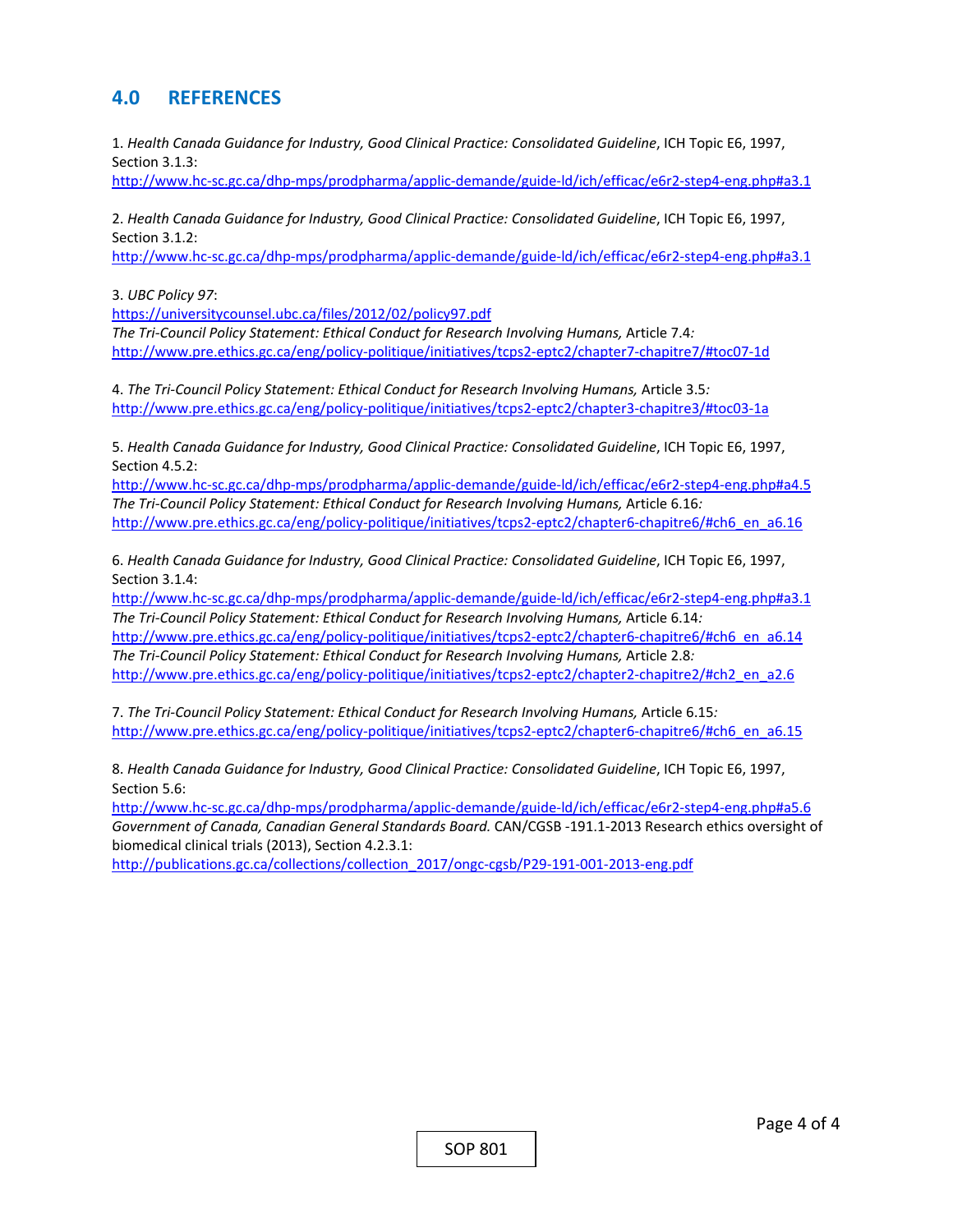## 4.0 REFERENCES

1. *Health Canada Guidance for Industry, Good Clinical Practice: Consolidated Guideline*, ICH Topic E6, 1997, Section 3.1.3:
http://www.hc-sc.gc.ca/dhp-mps/prodpharma/applic-demande/guide-ld/ich/efficac/e6r2-step4-eng.php#a3.1

2. *Health Canada Guidance for Industry, Good Clinical Practice: Consolidated Guideline*, ICH Topic E6, 1997, Section 3.1.2:
http://www.hc-sc.gc.ca/dhp-mps/prodpharma/applic-demande/guide-ld/ich/efficac/e6r2-step4-eng.php#a3.1

3. *UBC Policy 97*:
https://universitycounsel.ubc.ca/files/2012/02/policy97.pdf
*The Tri-Council Policy Statement: Ethical Conduct for Research Involving Humans,* Article 7.4*:*
http://www.pre.ethics.gc.ca/eng/policy-politique/initiatives/tcps2-eptc2/chapter7-chapitre7/#toc07-1d

4. *The Tri-Council Policy Statement: Ethical Conduct for Research Involving Humans,* Article 3.5*:*
http://www.pre.ethics.gc.ca/eng/policy-politique/initiatives/tcps2-eptc2/chapter3-chapitre3/#toc03-1a

5. *Health Canada Guidance for Industry, Good Clinical Practice: Consolidated Guideline*, ICH Topic E6, 1997, Section 4.5.2:
http://www.hc-sc.gc.ca/dhp-mps/prodpharma/applic-demande/guide-ld/ich/efficac/e6r2-step4-eng.php#a4.5
*The Tri-Council Policy Statement: Ethical Conduct for Research Involving Humans,* Article 6.16*:*
http://www.pre.ethics.gc.ca/eng/policy-politique/initiatives/tcps2-eptc2/chapter6-chapitre6/#ch6_en_a6.16

6. *Health Canada Guidance for Industry, Good Clinical Practice: Consolidated Guideline*, ICH Topic E6, 1997, Section 3.1.4:
http://www.hc-sc.gc.ca/dhp-mps/prodpharma/applic-demande/guide-ld/ich/efficac/e6r2-step4-eng.php#a3.1
*The Tri-Council Policy Statement: Ethical Conduct for Research Involving Humans,* Article 6.14*:*
http://www.pre.ethics.gc.ca/eng/policy-politique/initiatives/tcps2-eptc2/chapter6-chapitre6/#ch6_en_a6.14
*The Tri-Council Policy Statement: Ethical Conduct for Research Involving Humans,* Article 2.8*:*
http://www.pre.ethics.gc.ca/eng/policy-politique/initiatives/tcps2-eptc2/chapter2-chapitre2/#ch2_en_a2.6

7. *The Tri-Council Policy Statement: Ethical Conduct for Research Involving Humans,* Article 6.15*:*
http://www.pre.ethics.gc.ca/eng/policy-politique/initiatives/tcps2-eptc2/chapter6-chapitre6/#ch6_en_a6.15

8. *Health Canada Guidance for Industry, Good Clinical Practice: Consolidated Guideline*, ICH Topic E6, 1997, Section 5.6:
http://www.hc-sc.gc.ca/dhp-mps/prodpharma/applic-demande/guide-ld/ich/efficac/e6r2-step4-eng.php#a5.6
*Government of Canada, Canadian General Standards Board.* CAN/CGSB -191.1-2013 Research ethics oversight of biomedical clinical trials (2013), Section 4.2.3.1:
http://publications.gc.ca/collections/collection_2017/ongc-cgsb/P29-191-001-2013-eng.pdf

SOP 801